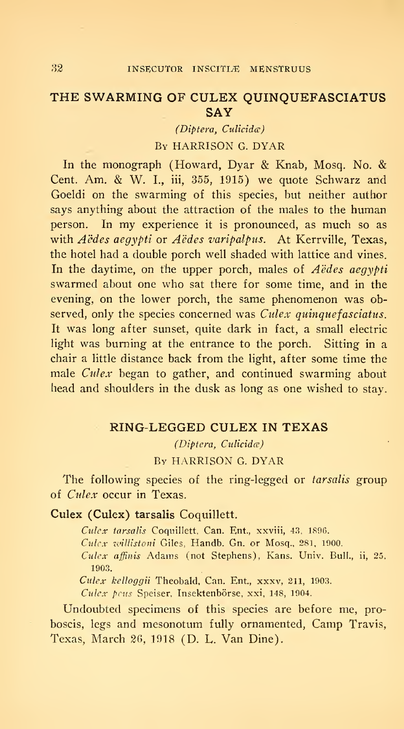## THE SWARMING OF CULEX QUINQUEFASCIATUS SAY

*(Diptera, Culicidæ)*

By HARRISON G. DYAR

In the monograph (Howard, Dyar & Knab, Mosq. No. & Cent. Am. & W. I., iii, 355, 1915) we quote Schwarz and Goeldi on the swarming of this species, but neither author says anything about the attraction of the males to the human person. In my experience it is pronounced, as much so as with *Aëdes aegypti* or *Aëdes varipalpus*. At Kerrville, Texas, the hotel had a double porch well shaded with lattice and vines. In the daytime, on the upper porch, males of *Aëdes aegypti* swarmed about one who sat there for some time, and in the evening, on the lower porch, the same phenomenon was observed, only the species concerned was *Culex quinquefasciatus*. It was long after sunset, quite dark in fact, a small electric light was burning at the entrance to the porch. Sitting in a chair a little distance back from the light, after some time the male *Culex* began to gather, and continued swarming about head and shoulders in the dusk as long as one wished to stay.

## RING-LEGGED CULEX IN TEXAS

*(Diptera, Culicidæ)*

By HARRISON G. DYAR

The following species of the ring-legged or *tarsalis* group of *Culex* occur in Texas.

**Culex (Culex) tarsalis** Coquillett.

> *Culex tarsalis* Coquillett, Can. Ent., xxviii, 43, 1896.
> *Culex willistoni* Giles, Handb. Gn. or Mosq., 281, 1900.
> *Culex affinis* Adams (not Stephens), Kans. Univ. Bull., ii, 25, 1903.
> *Culex kelloggii* Theobald, Can. Ent., xxxv, 211, 1903.
> *Culex peus* Speiser, Insektenbörse, xxi, 148, 1904.

Undoubted specimens of this species are before me, proboscis, legs and mesonotum fully ornamented, Camp Travis, Texas, March 26, 1918 (D. L. Van Dine).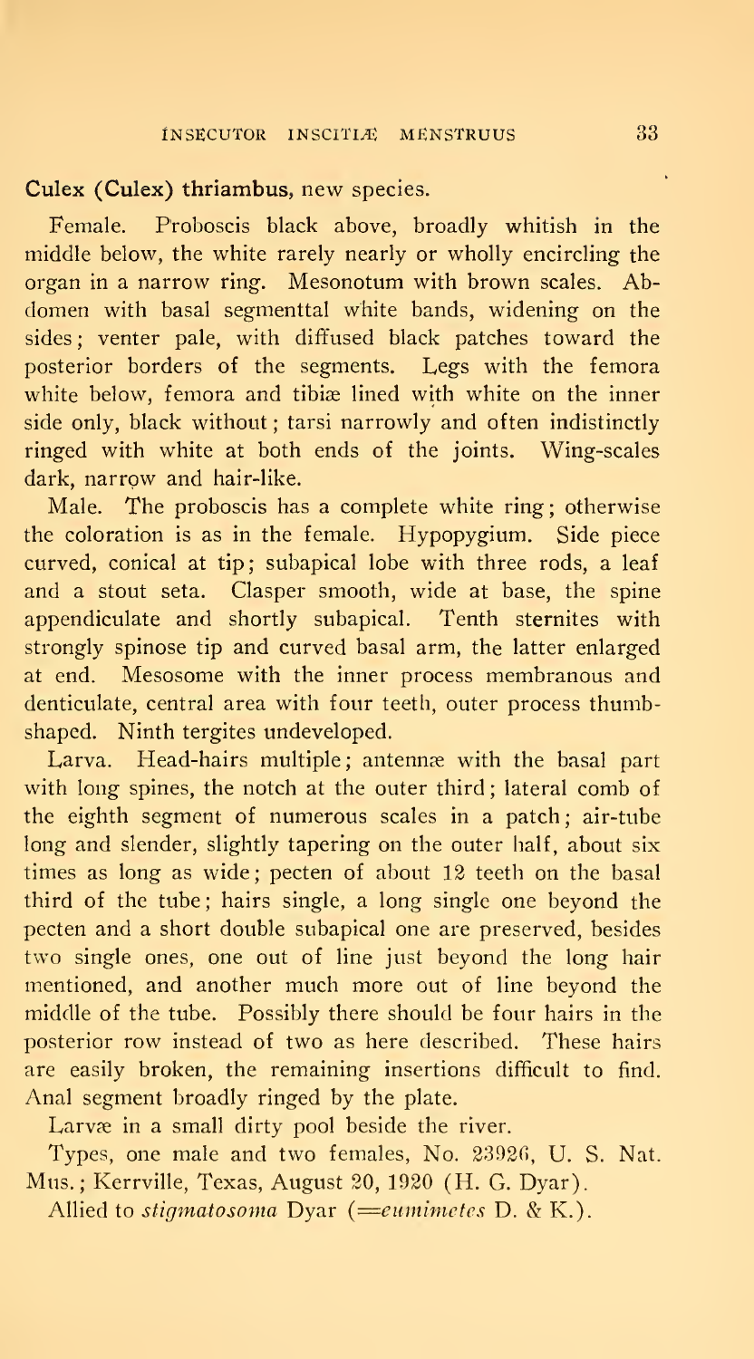**Culex (Culex) thriambus**, new species.

Female. Proboscis black above, broadly whitish in the middle below, the white rarely nearly or wholly encircling the organ in a narrow ring. Mesonotum with brown scales. Abdomen with basal segmenttal white bands, widening on the sides; venter pale, with diffused black patches toward the posterior borders of the segments. Legs with the femora white below, femora and tibiæ lined with white on the inner side only, black without; tarsi narrowly and often indistinctly ringed with white at both ends of the joints. Wing-scales dark, narrow and hair-like.

Male. The proboscis has a complete white ring; otherwise the coloration is as in the female. Hypopygium. Side piece curved, conical at tip; subapical lobe with three rods, a leaf and a stout seta. Clasper smooth, wide at base, the spine appendiculate and shortly subapical. Tenth sternites with strongly spinose tip and curved basal arm, the latter enlarged at end. Mesosome with the inner process membranous and denticulate, central area with four teeth, outer process thumb-shaped. Ninth tergites undeveloped.

Larva. Head-hairs multiple; antennæ with the basal part with long spines, the notch at the outer third; lateral comb of the eighth segment of numerous scales in a patch; air-tube long and slender, slightly tapering on the outer half, about six times as long as wide; pecten of about 12 teeth on the basal third of the tube; hairs single, a long single one beyond the pecten and a short double subapical one are preserved, besides two single ones, one out of line just beyond the long hair mentioned, and another much more out of line beyond the middle of the tube. Possibly there should be four hairs in the posterior row instead of two as here described. These hairs are easily broken, the remaining insertions difficult to find. Anal segment broadly ringed by the plate.

Larvæ in a small dirty pool beside the river.

Types, one male and two females, No. 23926, U. S. Nat. Mus.; Kerrville, Texas, August 20, 1920 (H. G. Dyar).

Allied to *stigmatosoma* Dyar (=*eumimetes* D. & K.).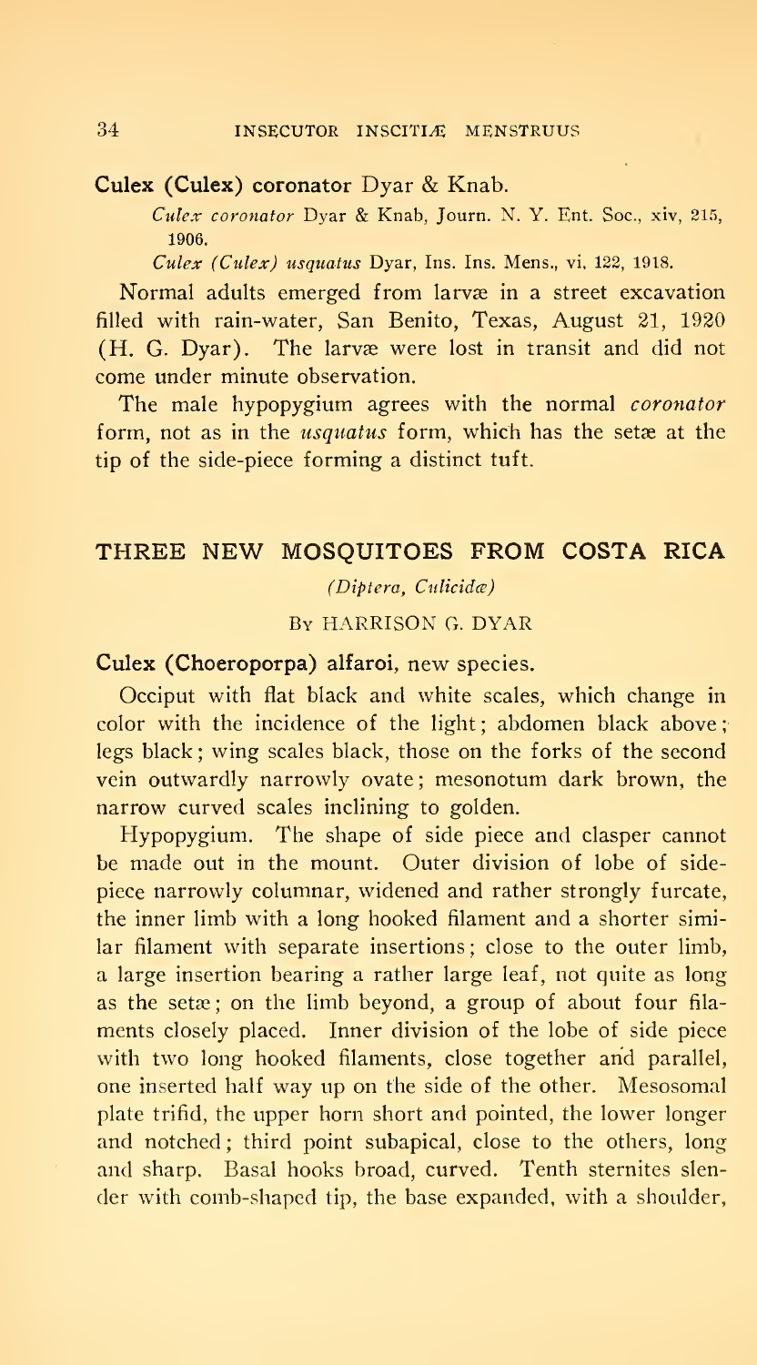**Culex (Culex) coronator** Dyar & Knab.

*Culex coronator* Dyar & Knab, Journ. N. Y. Ent. Soc., xiv, 215, 1906.

*Culex (Culex) usquatus* Dyar, Ins. Ins. Mens., vi, 122, 1918.

Normal adults emerged from larvæ in a street excavation filled with rain-water, San Benito, Texas, August 21, 1920 (H. G. Dyar). The larvæ were lost in transit and did not come under minute observation.

The male hypopygium agrees with the normal *coronator* form, not as in the *usquatus* form, which has the setæ at the tip of the side-piece forming a distinct tuft.

## THREE NEW MOSQUITOES FROM COSTA RICA

*(Diptera, Culicidæ)*

By HARRISON G. DYAR

**Culex (Choeroporpa) alfaroi**, new species.

Occiput with flat black and white scales, which change in color with the incidence of the light; abdomen black above; legs black; wing scales black, those on the forks of the second vein outwardly narrowly ovate; mesonotum dark brown, the narrow curved scales inclining to golden.

Hypopygium. The shape of side piece and clasper cannot be made out in the mount. Outer division of lobe of side-piece narrowly columnar, widened and rather strongly furcate, the inner limb with a long hooked filament and a shorter similar filament with separate insertions; close to the outer limb, a large insertion bearing a rather large leaf, not quite as long as the setæ; on the limb beyond, a group of about four filaments closely placed. Inner division of the lobe of side piece with two long hooked filaments, close together and parallel, one inserted half way up on the side of the other. Mesosomal plate trifid, the upper horn short and pointed, the lower longer and notched; third point subapical, close to the others, long and sharp. Basal hooks broad, curved. Tenth sternites slender with comb-shaped tip, the base expanded, with a shoulder,